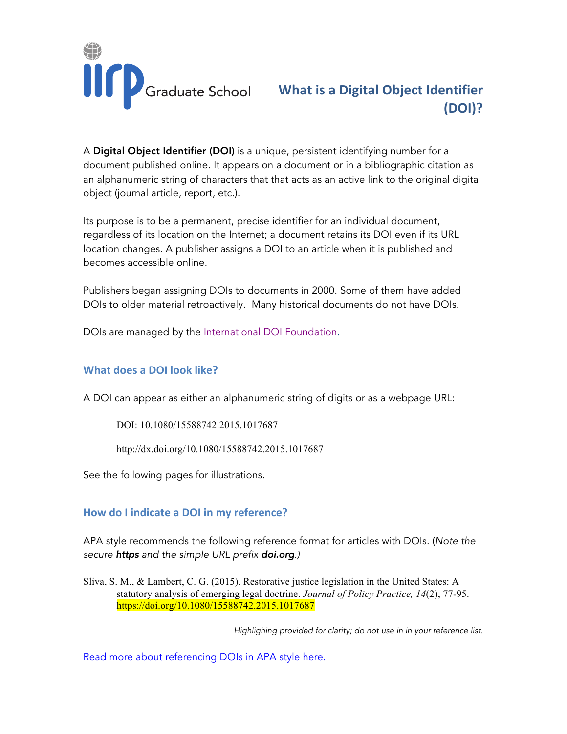IIRP Graduate School

# What is a Digital Object Identifier (DOI)?

A **Digital Object Identifier (DOI)** is a unique, persistent identifying number for a document published online. It appears on a document or in a bibliographic citation as an alphanumeric string of characters that that acts as an active link to the original digital object (journal article, report, etc.).

Its purpose is to be a permanent, precise identifier for an individual document, regardless of its location on the Internet; a document retains its DOI even if its URL location changes. A publisher assigns a DOI to an article when it is published and becomes accessible online.

Publishers began assigning DOIs to documents in 2000. Some of them have added DOIs to older material retroactively. Many historical documents do not have DOIs.

DOIs are managed by the International DOI Foundation.

## What does a DOI look like?

A DOI can appear as either an alphanumeric string of digits or as a webpage URL:

> DOI: 10.1080/15588742.2015.1017687
>
> http://dx.doi.org/10.1080/15588742.2015.1017687

See the following pages for illustrations.

## How do I indicate a DOI in my reference?

APA style recommends the following reference format for articles with DOIs. (*Note the secure* ***https*** *and the simple URL prefix* ***doi.org****.)*

Sliva, S. M., & Lambert, C. G. (2015). Restorative justice legislation in the United States: A statutory analysis of emerging legal doctrine. *Journal of Policy Practice, 14*(2), 77-95. https://doi.org/10.1080/15588742.2015.1017687

*Highlighing provided for clarity; do not use in in your reference list.*

Read more about referencing DOIs in APA style here.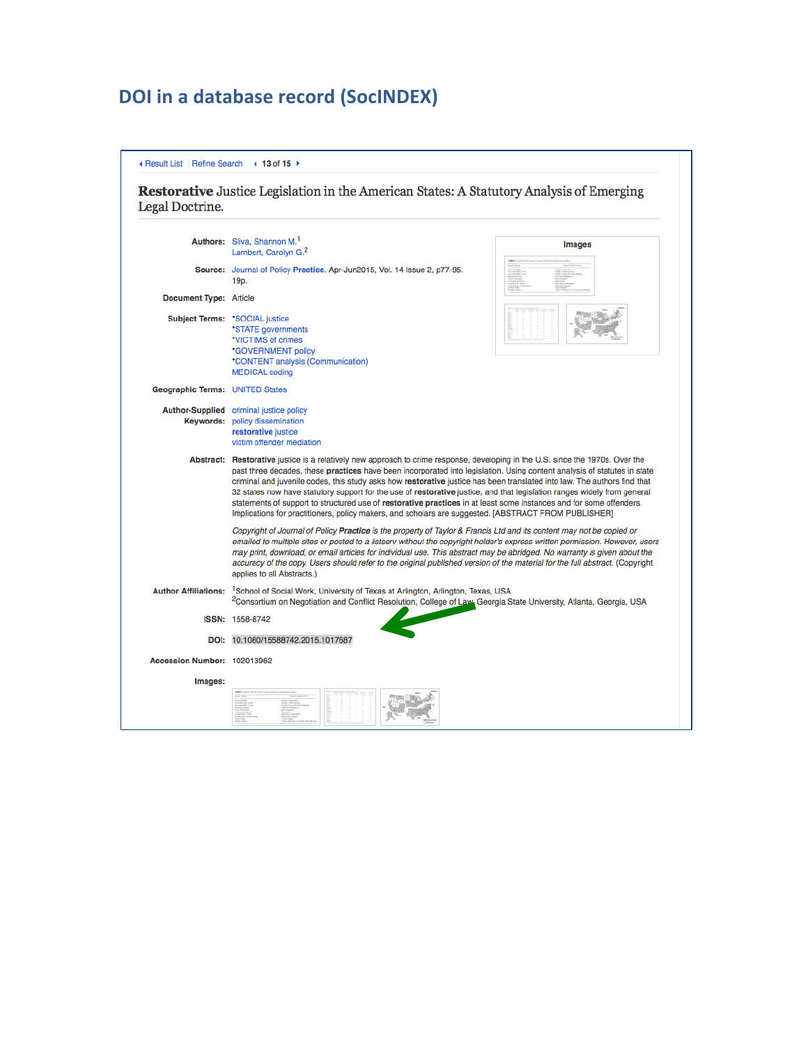## DOI in a database record (SocINDEX)

◂ Result List | Refine Search ◂ **13** of **15** ▸

**Restorative** Justice Legislation in the American States: A Statutory Analysis of Emerging Legal Doctrine.

**Authors:** Silva, Shannon M.[1]
Lambert, Carolyn G.[2]

**Source:** Journal of Policy **Practice**. Apr-Jun2015, Vol. 14 Issue 2, p77-95. 19p.

**Document Type:** Article

**Subject Terms:** *SOCIAL justice
*STATE governments
*VICTIMS of crimes
*GOVERNMENT policy
*CONTENT analysis (Communication)
MEDICAL coding

**Geographic Terms:** UNITED States

**Author-Supplied Keywords:** criminal justice policy
policy dissemination
**restorative** justice
victim offender mediation

**Abstract:** **Restorative** justice is a relatively new approach to crime response, developing in the U.S. since the 1970s. Over the past three decades, these **practices** have been incorporated into legislation. Using content analysis of statutes in state criminal and juvenile codes, this study asks how **restorative** justice has been translated into law. The authors find that 32 states now have statutory support for the use of **restorative** justice, and that legislation ranges widely from general statements of support to structured use of **restorative practices** in at least some instances and for some offenders. Implications for practitioners, policy makers, and scholars are suggested. [ABSTRACT FROM PUBLISHER]

*Copyright of Journal of Policy **Practice** is the property of Taylor & Francis Ltd and its content may not be copied or emailed to multiple sites or posted to a listserv without the copyright holder's express written permission. However, users may print, download, or email articles for individual use. This abstract may be abridged. No warranty is given about the accuracy of the copy. Users should refer to the original published version of the material for the full abstract.* (Copyright applies to all Abstracts.)

**Author Affiliations:** [1]School of Social Work, University of Texas at Arlington, Arlington, Texas, USA
[2]Consortium on Negotiation and Conflict Resolution, College of Law, Georgia State University, Atlanta, Georgia, USA

**ISSN:** 1558-8742

**DOI:** 10.1080/15588742.2015.1017687

**Accession Number:** 102013962

**Images:**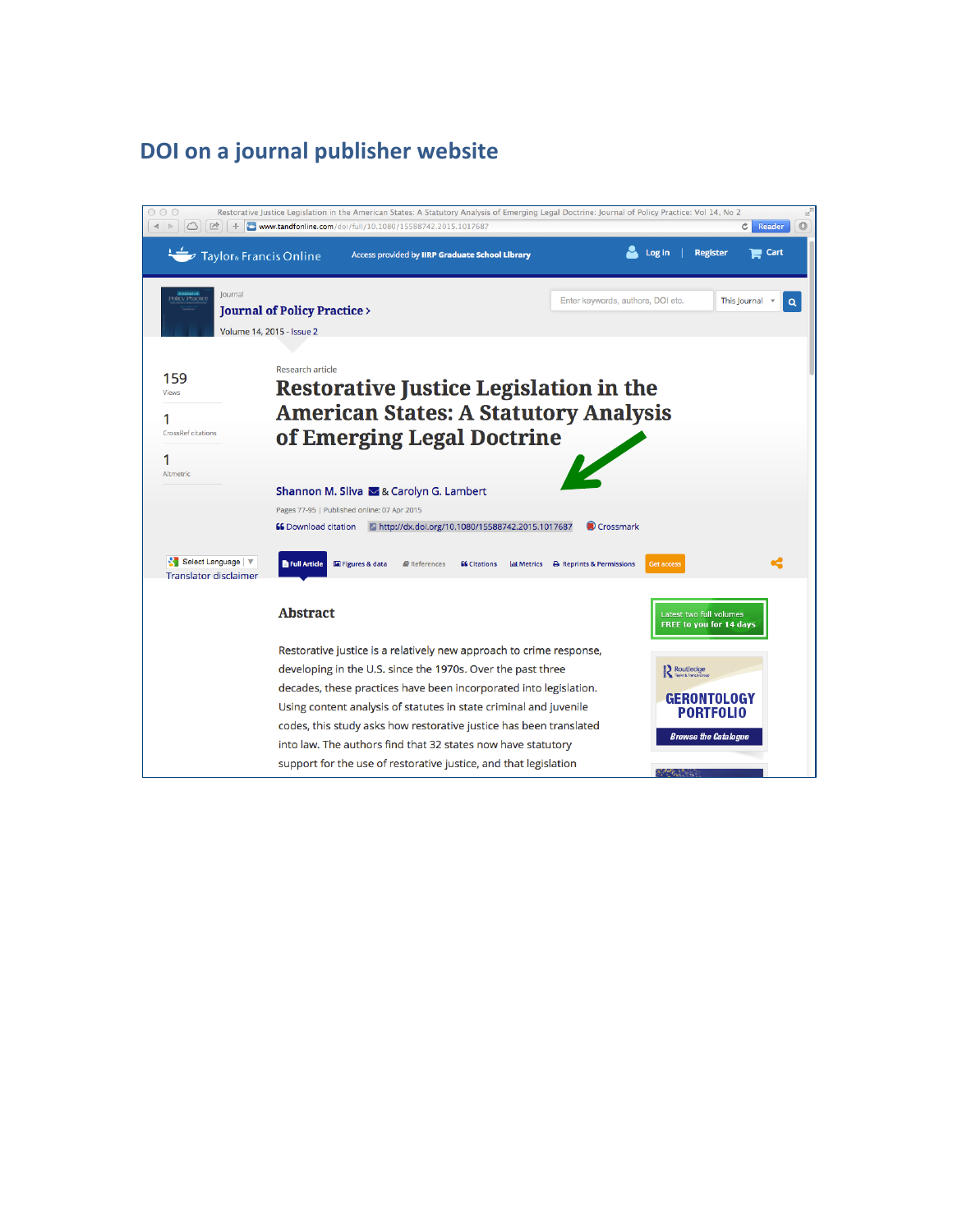## DOI on a journal publisher website

Restorative Justice Legislation in the American States: A Statutory Analysis of Emerging Legal Doctrine: Journal of Policy Practice: Vol 14, No 2

www.tandfonline.com/doi/full/10.1080/15588742.2015.1017687

Taylor & Francis Online

Access provided by IIRP Graduate School Library

Log in | Register | Cart

Journal

**Journal of Policy Practice ›**

Volume 14, 2015 - Issue 2

Enter keywords, authors, DOI etc. | This Journal

159
Views

1
CrossRef citations

1
Altmetric

Research article

# Restorative Justice Legislation in the American States: A Statutory Analysis of Emerging Legal Doctrine

Shannon M. Sliva & Carolyn G. Lambert

Pages 77-95 | Published online: 07 Apr 2015

Download citation | http://dx.doi.org/10.1080/15588742.2015.1017687 | Crossmark

Select Language | Translator disclaimer

Full Article | Figures & data | References | Citations | Metrics | Reprints & Permissions | Get access

### Abstract

Restorative justice is a relatively new approach to crime response, developing in the U.S. since the 1970s. Over the past three decades, these practices have been incorporated into legislation. Using content analysis of statutes in state criminal and juvenile codes, this study asks how restorative justice has been translated into law. The authors find that 32 states now have statutory support for the use of restorative justice, and that legislation

Latest two full volumes FREE to you for 14 days

Routledge

GERONTOLOGY PORTFOLIO

Browse the Catalogue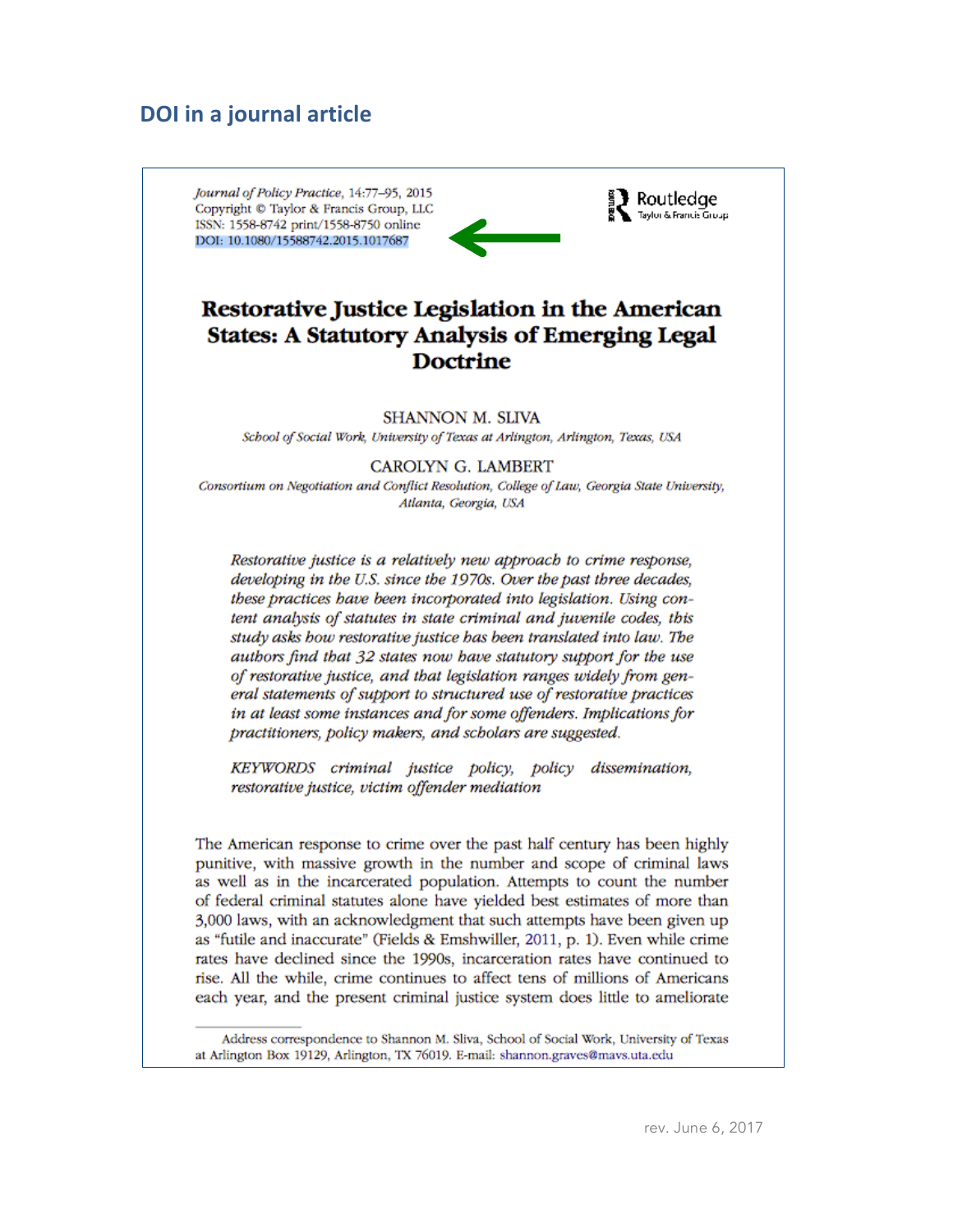## DOI in a journal article

Journal of Policy Practice, 14:77–95, 2015
Copyright © Taylor & Francis Group, LLC
ISSN: 1558-8742 print/1558-8750 online
DOI: 10.1080/15588742.2015.1017687

Routledge
Taylor & Francis Group

# Restorative Justice Legislation in the American States: A Statutory Analysis of Emerging Legal Doctrine

SHANNON M. SLIVA
*School of Social Work, University of Texas at Arlington, Arlington, Texas, USA*

CAROLYN G. LAMBERT
*Consortium on Negotiation and Conflict Resolution, College of Law, Georgia State University, Atlanta, Georgia, USA*

*Restorative justice is a relatively new approach to crime response, developing in the U.S. since the 1970s. Over the past three decades, these practices have been incorporated into legislation. Using content analysis of statutes in state criminal and juvenile codes, this study asks how restorative justice has been translated into law. The authors find that 32 states now have statutory support for the use of restorative justice, and that legislation ranges widely from general statements of support to structured use of restorative practices in at least some instances and for some offenders. Implications for practitioners, policy makers, and scholars are suggested.*

*KEYWORDS criminal justice policy, policy dissemination, restorative justice, victim offender mediation*

The American response to crime over the past half century has been highly punitive, with massive growth in the number and scope of criminal laws as well as in the incarcerated population. Attempts to count the number of federal criminal statutes alone have yielded best estimates of more than 3,000 laws, with an acknowledgment that such attempts have been given up as "futile and inaccurate" (Fields & Emshwiller, 2011, p. 1). Even while crime rates have declined since the 1990s, incarceration rates have continued to rise. All the while, crime continues to affect tens of millions of Americans each year, and the present criminal justice system does little to ameliorate

Address correspondence to Shannon M. Sliva, School of Social Work, University of Texas at Arlington Box 19129, Arlington, TX 76019. E-mail: shannon.graves@mavs.uta.edu

rev. June 6, 2017